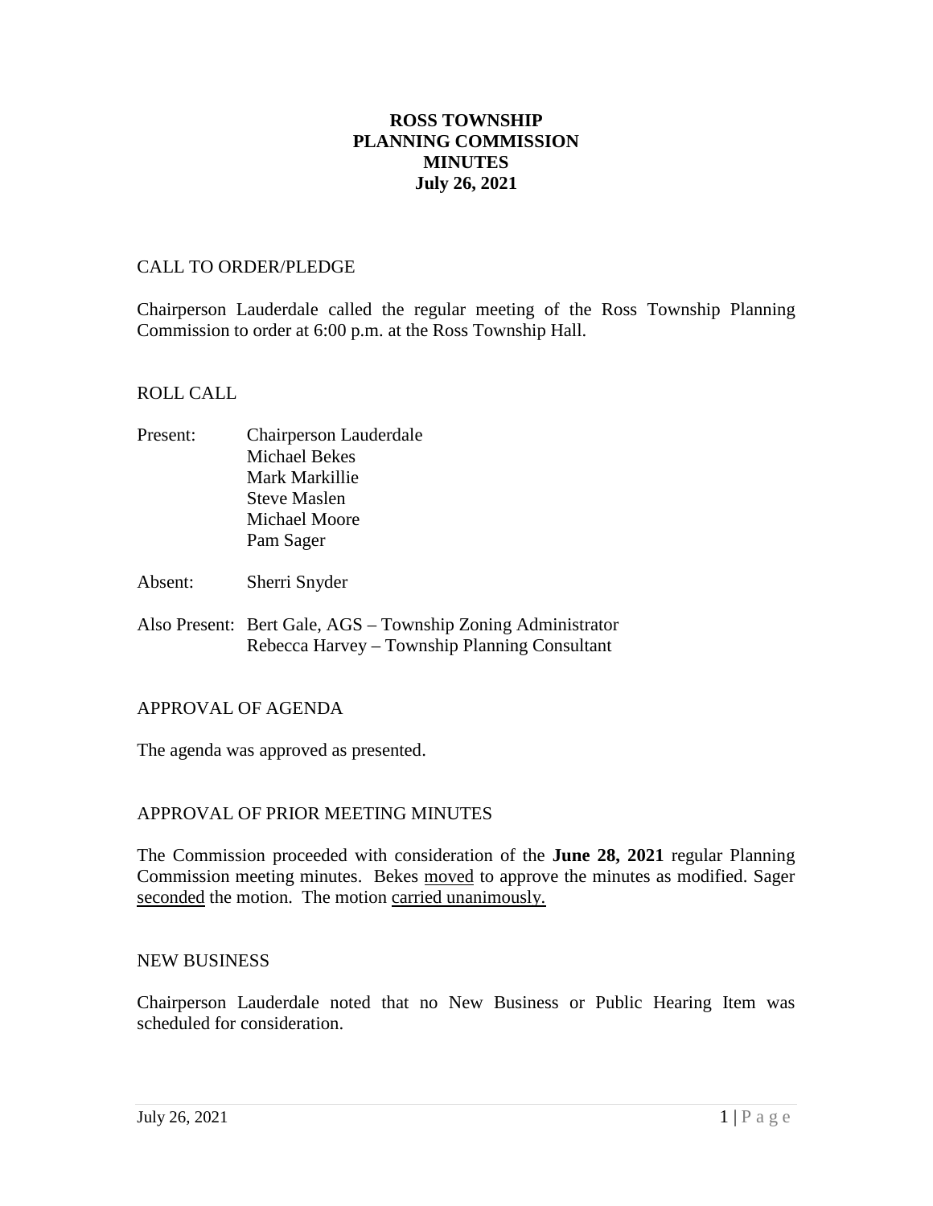# ROSS TOWNSHIP
# PLANNING COMMISSION
# MINUTES
# July 26, 2021

## CALL TO ORDER/PLEDGE

Chairperson Lauderdale called the regular meeting of the Ross Township Planning Commission to order at 6:00 p.m. at the Ross Township Hall.

## ROLL CALL

Present: Chairperson Lauderdale
Michael Bekes
Mark Markillie
Steve Maslen
Michael Moore
Pam Sager

Absent: Sherri Snyder

Also Present: Bert Gale, AGS – Township Zoning Administrator
Rebecca Harvey – Township Planning Consultant

## APPROVAL OF AGENDA

The agenda was approved as presented.

## APPROVAL OF PRIOR MEETING MINUTES

The Commission proceeded with consideration of the **June 28, 2021** regular Planning Commission meeting minutes. Bekes moved to approve the minutes as modified. Sager seconded the motion. The motion carried unanimously.

## NEW BUSINESS

Chairperson Lauderdale noted that no New Business or Public Hearing Item was scheduled for consideration.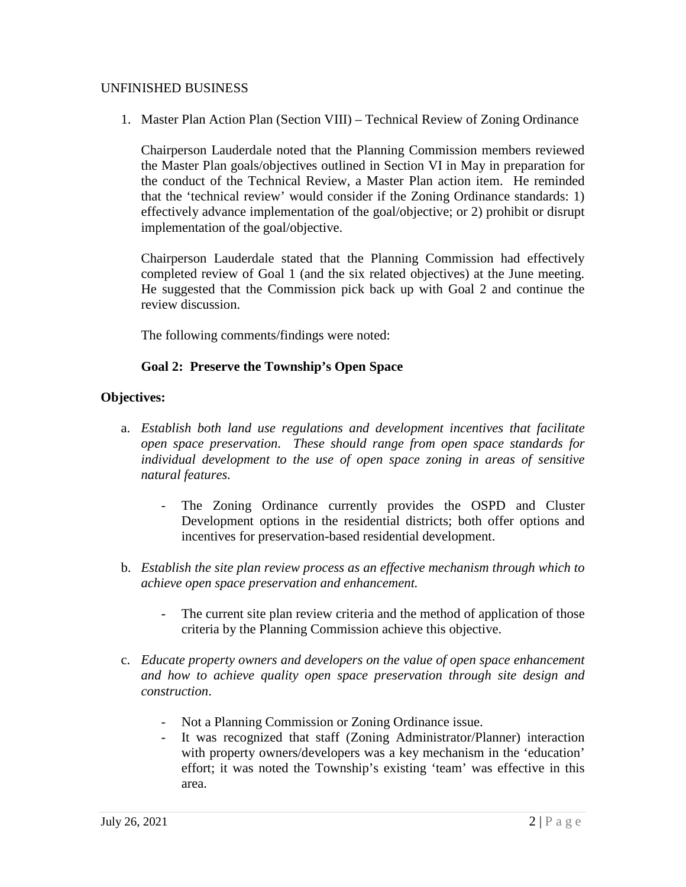UNFINISHED BUSINESS

1. Master Plan Action Plan (Section VIII) – Technical Review of Zoning Ordinance

   Chairperson Lauderdale noted that the Planning Commission members reviewed the Master Plan goals/objectives outlined in Section VI in May in preparation for the conduct of the Technical Review, a Master Plan action item. He reminded that the 'technical review' would consider if the Zoning Ordinance standards: 1) effectively advance implementation of the goal/objective; or 2) prohibit or disrupt implementation of the goal/objective.

   Chairperson Lauderdale stated that the Planning Commission had effectively completed review of Goal 1 (and the six related objectives) at the June meeting. He suggested that the Commission pick back up with Goal 2 and continue the review discussion.

   The following comments/findings were noted:

   **Goal 2: Preserve the Township's Open Space**

**Objectives:**

a. *Establish both land use regulations and development incentives that facilitate open space preservation. These should range from open space standards for individual development to the use of open space zoning in areas of sensitive natural features.*

   - The Zoning Ordinance currently provides the OSPD and Cluster Development options in the residential districts; both offer options and incentives for preservation-based residential development.

b. *Establish the site plan review process as an effective mechanism through which to achieve open space preservation and enhancement.*

   - The current site plan review criteria and the method of application of those criteria by the Planning Commission achieve this objective.

c. *Educate property owners and developers on the value of open space enhancement and how to achieve quality open space preservation through site design and construction.*

   - Not a Planning Commission or Zoning Ordinance issue.
   - It was recognized that staff (Zoning Administrator/Planner) interaction with property owners/developers was a key mechanism in the 'education' effort; it was noted the Township's existing 'team' was effective in this area.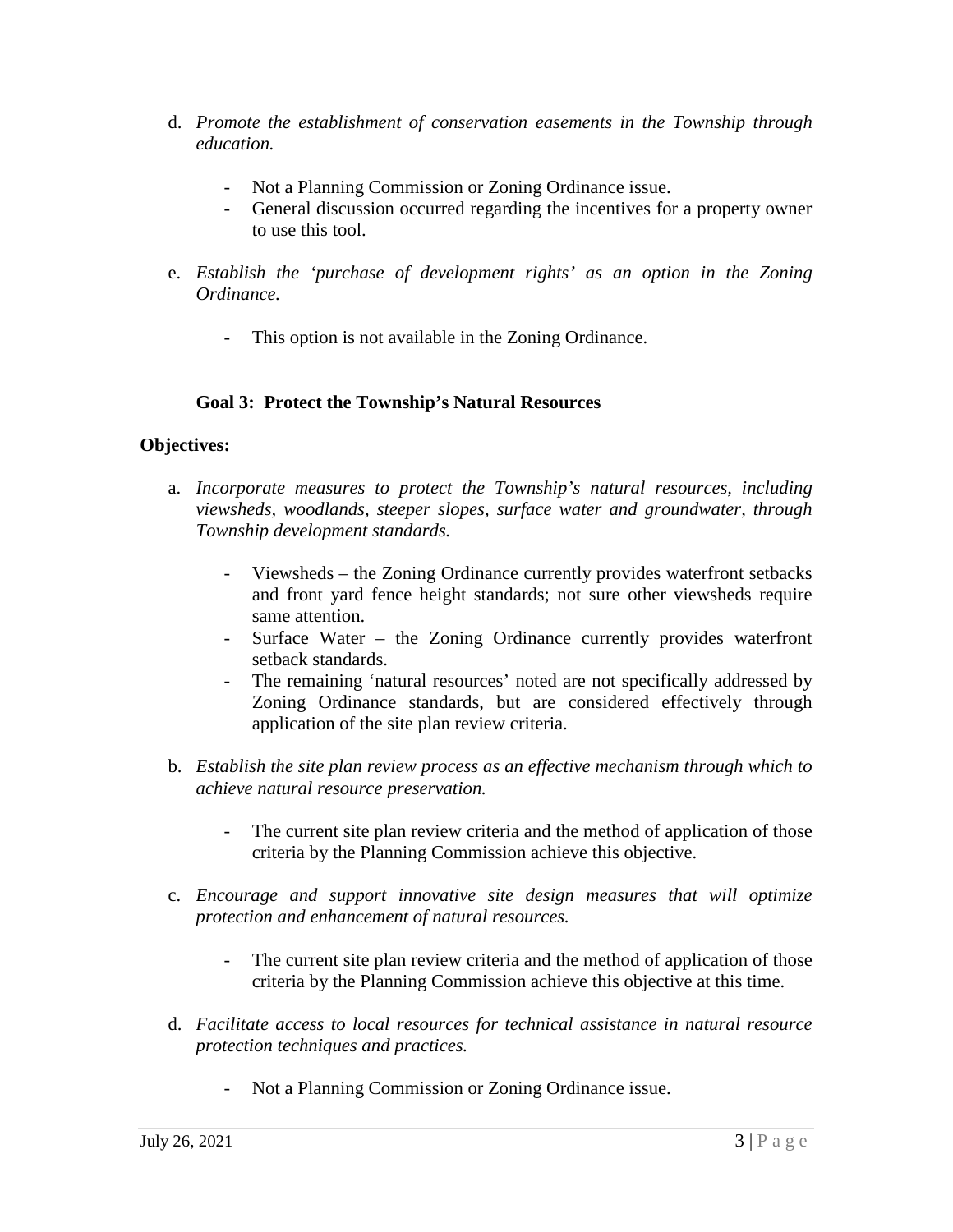d. *Promote the establishment of conservation easements in the Township through education.*

   - Not a Planning Commission or Zoning Ordinance issue.
   - General discussion occurred regarding the incentives for a property owner to use this tool.

e. *Establish the 'purchase of development rights' as an option in the Zoning Ordinance.*

   - This option is not available in the Zoning Ordinance.

**Goal 3: Protect the Township's Natural Resources**

**Objectives:**

a. *Incorporate measures to protect the Township's natural resources, including viewsheds, woodlands, steeper slopes, surface water and groundwater, through Township development standards.*

   - Viewsheds – the Zoning Ordinance currently provides waterfront setbacks and front yard fence height standards; not sure other viewsheds require same attention.
   - Surface Water – the Zoning Ordinance currently provides waterfront setback standards.
   - The remaining 'natural resources' noted are not specifically addressed by Zoning Ordinance standards, but are considered effectively through application of the site plan review criteria.

b. *Establish the site plan review process as an effective mechanism through which to achieve natural resource preservation.*

   - The current site plan review criteria and the method of application of those criteria by the Planning Commission achieve this objective.

c. *Encourage and support innovative site design measures that will optimize protection and enhancement of natural resources.*

   - The current site plan review criteria and the method of application of those criteria by the Planning Commission achieve this objective at this time.

d. *Facilitate access to local resources for technical assistance in natural resource protection techniques and practices.*

   - Not a Planning Commission or Zoning Ordinance issue.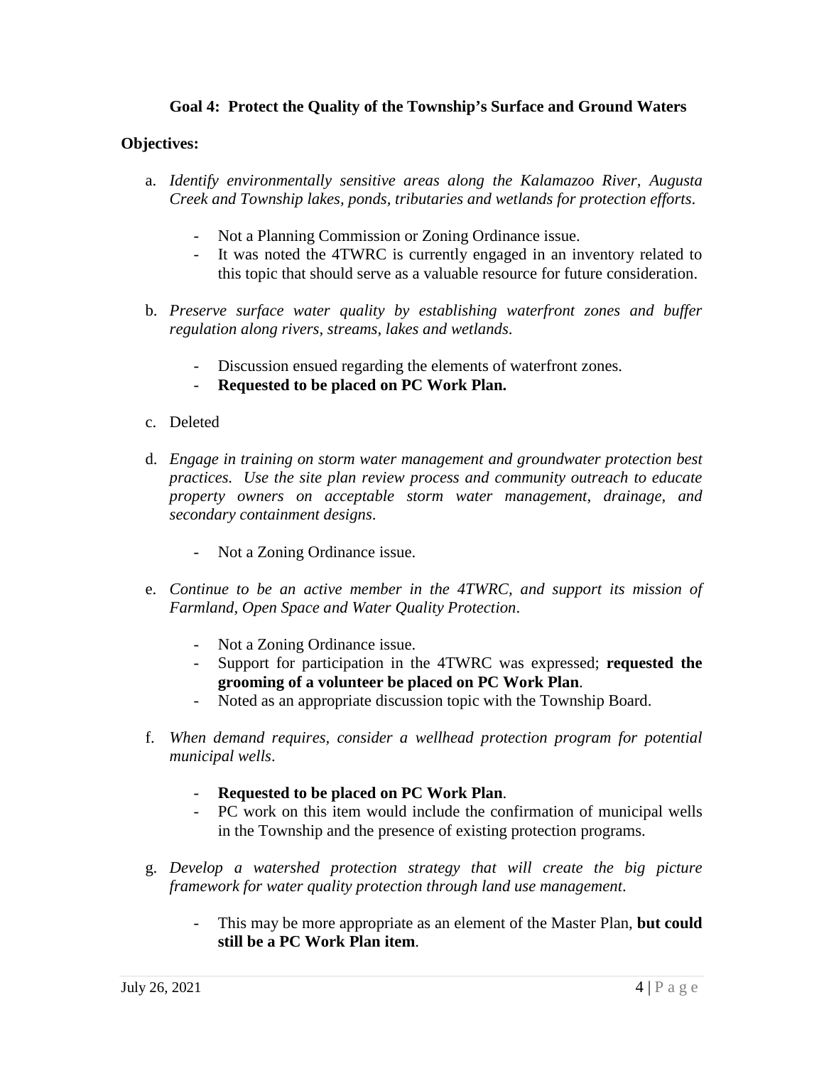### Goal 4: Protect the Quality of the Township's Surface and Ground Waters

**Objectives:**

a. *Identify environmentally sensitive areas along the Kalamazoo River, Augusta Creek and Township lakes, ponds, tributaries and wetlands for protection efforts.*

- Not a Planning Commission or Zoning Ordinance issue.
- It was noted the 4TWRC is currently engaged in an inventory related to this topic that should serve as a valuable resource for future consideration.

b. *Preserve surface water quality by establishing waterfront zones and buffer regulation along rivers, streams, lakes and wetlands.*

- Discussion ensued regarding the elements of waterfront zones.
- **Requested to be placed on PC Work Plan.**

c. Deleted

d. *Engage in training on storm water management and groundwater protection best practices. Use the site plan review process and community outreach to educate property owners on acceptable storm water management, drainage, and secondary containment designs.*

- Not a Zoning Ordinance issue.

e. *Continue to be an active member in the 4TWRC, and support its mission of Farmland, Open Space and Water Quality Protection.*

- Not a Zoning Ordinance issue.
- Support for participation in the 4TWRC was expressed; **requested the grooming of a volunteer be placed on PC Work Plan**.
- Noted as an appropriate discussion topic with the Township Board.

f. *When demand requires, consider a wellhead protection program for potential municipal wells.*

- **Requested to be placed on PC Work Plan**.
- PC work on this item would include the confirmation of municipal wells in the Township and the presence of existing protection programs.

g. *Develop a watershed protection strategy that will create the big picture framework for water quality protection through land use management.*

- This may be more appropriate as an element of the Master Plan, **but could still be a PC Work Plan item**.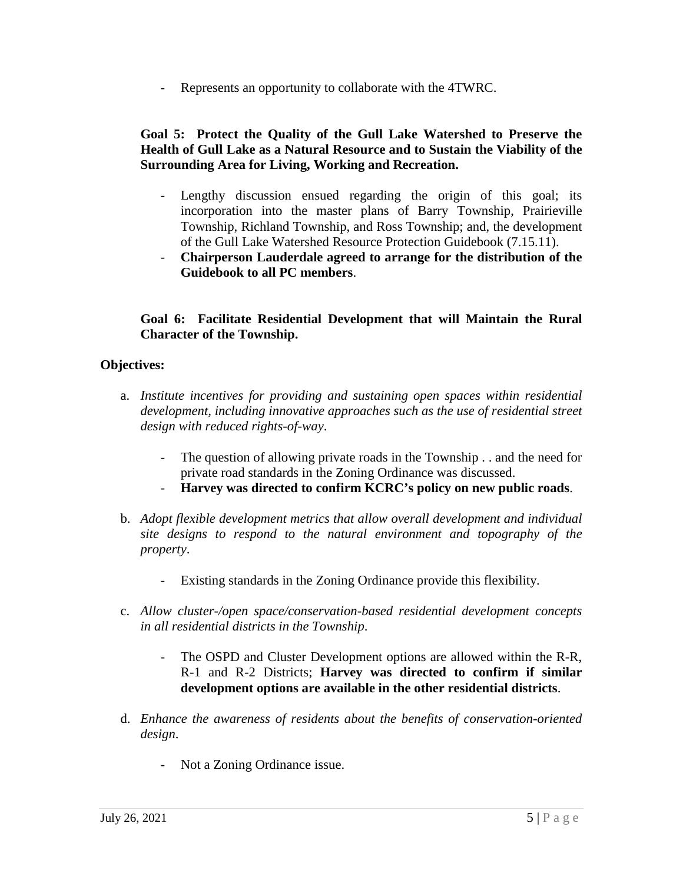- Represents an opportunity to collaborate with the 4TWRC.

**Goal 5: Protect the Quality of the Gull Lake Watershed to Preserve the Health of Gull Lake as a Natural Resource and to Sustain the Viability of the Surrounding Area for Living, Working and Recreation.**

- Lengthy discussion ensued regarding the origin of this goal; its incorporation into the master plans of Barry Township, Prairieville Township, Richland Township, and Ross Township; and, the development of the Gull Lake Watershed Resource Protection Guidebook (7.15.11).
- **Chairperson Lauderdale agreed to arrange for the distribution of the Guidebook to all PC members**.

**Goal 6: Facilitate Residential Development that will Maintain the Rural Character of the Township.**

**Objectives:**

a. *Institute incentives for providing and sustaining open spaces within residential development, including innovative approaches such as the use of residential street design with reduced rights-of-way*.

   - The question of allowing private roads in the Township . . and the need for private road standards in the Zoning Ordinance was discussed.
   - **Harvey was directed to confirm KCRC's policy on new public roads**.

b. *Adopt flexible development metrics that allow overall development and individual site designs to respond to the natural environment and topography of the property*.

   - Existing standards in the Zoning Ordinance provide this flexibility.

c. *Allow cluster-/open space/conservation-based residential development concepts in all residential districts in the Township*.

   - The OSPD and Cluster Development options are allowed within the R-R, R-1 and R-2 Districts; **Harvey was directed to confirm if similar development options are available in the other residential districts**.

d. *Enhance the awareness of residents about the benefits of conservation-oriented design*.

   - Not a Zoning Ordinance issue.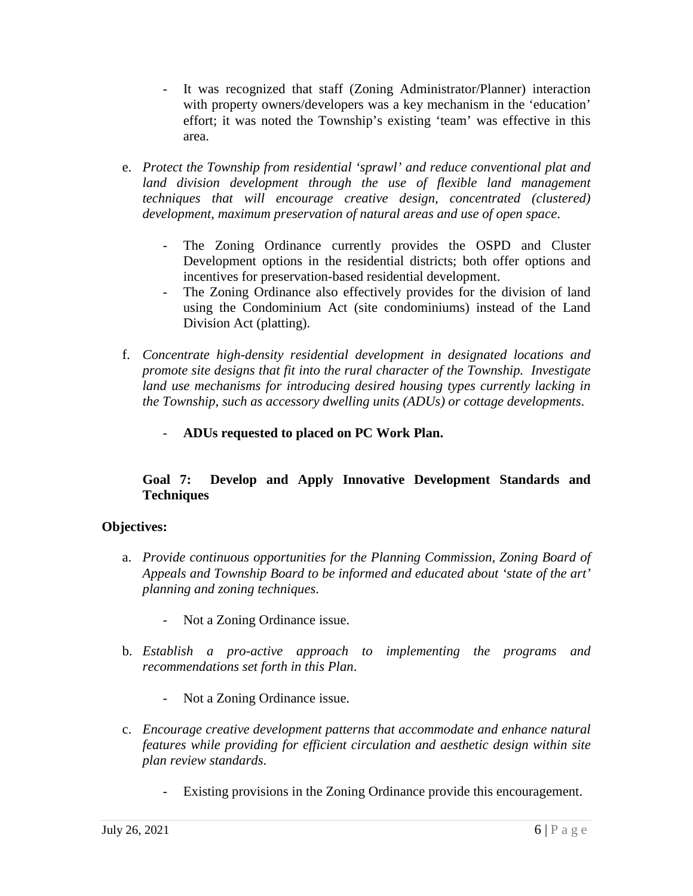- It was recognized that staff (Zoning Administrator/Planner) interaction with property owners/developers was a key mechanism in the 'education' effort; it was noted the Township's existing 'team' was effective in this area.

e. *Protect the Township from residential 'sprawl' and reduce conventional plat and land division development through the use of flexible land management techniques that will encourage creative design, concentrated (clustered) development, maximum preservation of natural areas and use of open space.*

    - The Zoning Ordinance currently provides the OSPD and Cluster Development options in the residential districts; both offer options and incentives for preservation-based residential development.
    - The Zoning Ordinance also effectively provides for the division of land using the Condominium Act (site condominiums) instead of the Land Division Act (platting).

f. *Concentrate high-density residential development in designated locations and promote site designs that fit into the rural character of the Township. Investigate land use mechanisms for introducing desired housing types currently lacking in the Township, such as accessory dwelling units (ADUs) or cottage developments.*

    - **ADUs requested to placed on PC Work Plan.**

**Goal 7: Develop and Apply Innovative Development Standards and Techniques**

**Objectives:**

a. *Provide continuous opportunities for the Planning Commission, Zoning Board of Appeals and Township Board to be informed and educated about 'state of the art' planning and zoning techniques.*

    - Not a Zoning Ordinance issue.

b. *Establish a pro-active approach to implementing the programs and recommendations set forth in this Plan.*

    - Not a Zoning Ordinance issue.

c. *Encourage creative development patterns that accommodate and enhance natural features while providing for efficient circulation and aesthetic design within site plan review standards.*

    - Existing provisions in the Zoning Ordinance provide this encouragement.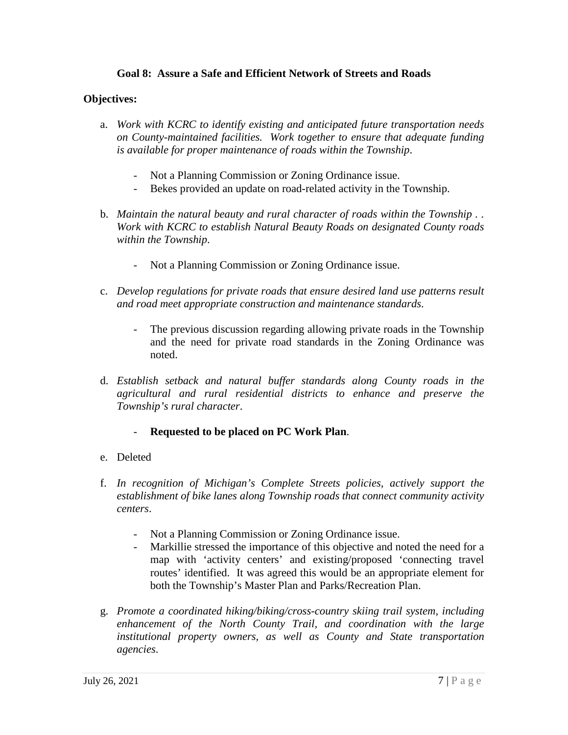**Goal 8: Assure a Safe and Efficient Network of Streets and Roads**

**Objectives:**

a. *Work with KCRC to identify existing and anticipated future transportation needs on County-maintained facilities. Work together to ensure that adequate funding is available for proper maintenance of roads within the Township*.

- Not a Planning Commission or Zoning Ordinance issue.
- Bekes provided an update on road-related activity in the Township.

b. *Maintain the natural beauty and rural character of roads within the Township . . Work with KCRC to establish Natural Beauty Roads on designated County roads within the Township*.

- Not a Planning Commission or Zoning Ordinance issue.

c. *Develop regulations for private roads that ensure desired land use patterns result and road meet appropriate construction and maintenance standards*.

- The previous discussion regarding allowing private roads in the Township and the need for private road standards in the Zoning Ordinance was noted.

d. *Establish setback and natural buffer standards along County roads in the agricultural and rural residential districts to enhance and preserve the Township's rural character*.

- **Requested to be placed on PC Work Plan**.

e. Deleted

f. *In recognition of Michigan's Complete Streets policies, actively support the establishment of bike lanes along Township roads that connect community activity centers*.

- Not a Planning Commission or Zoning Ordinance issue.
- Markillie stressed the importance of this objective and noted the need for a map with 'activity centers' and existing/proposed 'connecting travel routes' identified. It was agreed this would be an appropriate element for both the Township's Master Plan and Parks/Recreation Plan.

g. *Promote a coordinated hiking/biking/cross-country skiing trail system, including enhancement of the North County Trail, and coordination with the large institutional property owners, as well as County and State transportation agencies*.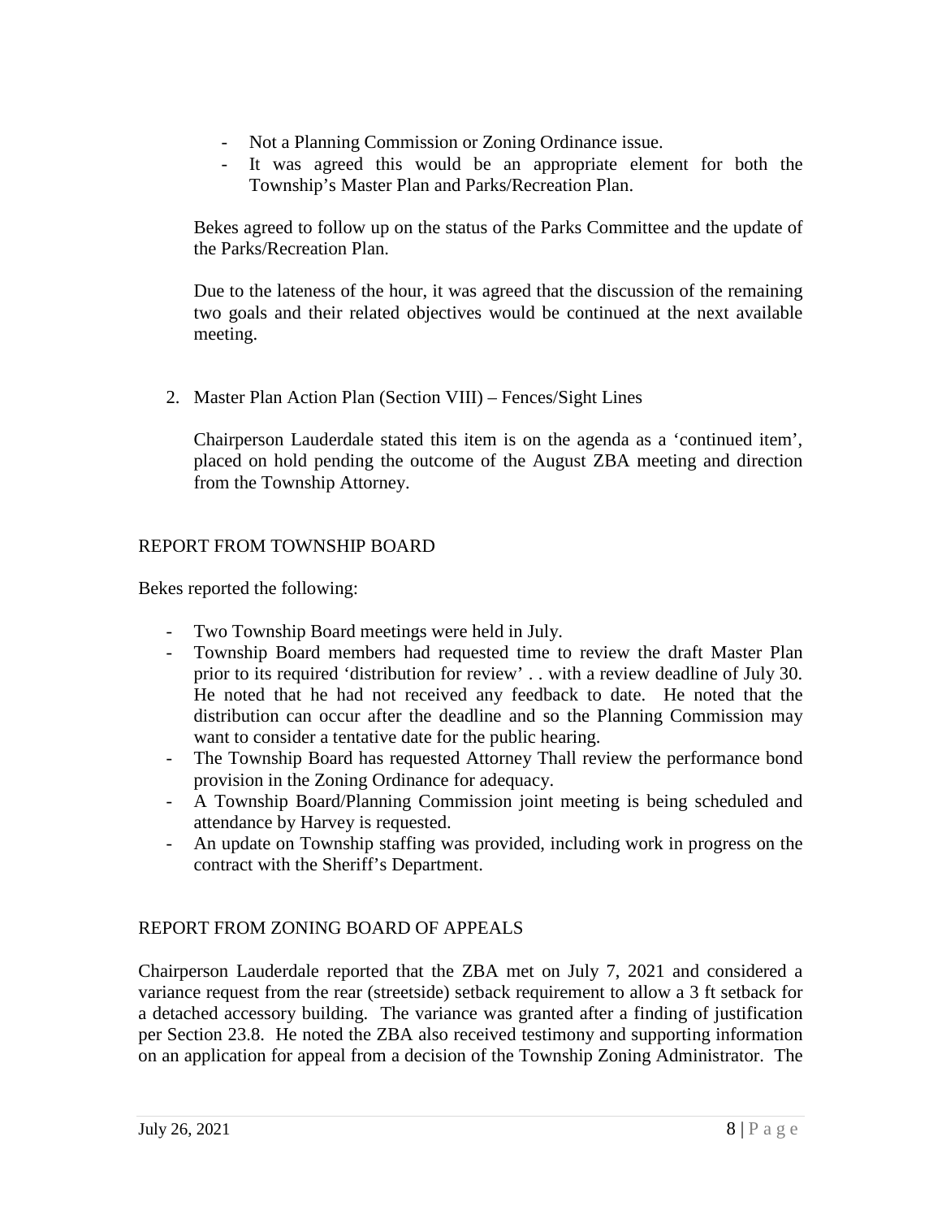- Not a Planning Commission or Zoning Ordinance issue.
- It was agreed this would be an appropriate element for both the Township's Master Plan and Parks/Recreation Plan.

Bekes agreed to follow up on the status of the Parks Committee and the update of the Parks/Recreation Plan.

Due to the lateness of the hour, it was agreed that the discussion of the remaining two goals and their related objectives would be continued at the next available meeting.

2. Master Plan Action Plan (Section VIII) – Fences/Sight Lines

   Chairperson Lauderdale stated this item is on the agenda as a 'continued item', placed on hold pending the outcome of the August ZBA meeting and direction from the Township Attorney.

REPORT FROM TOWNSHIP BOARD

Bekes reported the following:

- Two Township Board meetings were held in July.
- Township Board members had requested time to review the draft Master Plan prior to its required 'distribution for review' . . with a review deadline of July 30. He noted that he had not received any feedback to date. He noted that the distribution can occur after the deadline and so the Planning Commission may want to consider a tentative date for the public hearing.
- The Township Board has requested Attorney Thall review the performance bond provision in the Zoning Ordinance for adequacy.
- A Township Board/Planning Commission joint meeting is being scheduled and attendance by Harvey is requested.
- An update on Township staffing was provided, including work in progress on the contract with the Sheriff's Department.

REPORT FROM ZONING BOARD OF APPEALS

Chairperson Lauderdale reported that the ZBA met on July 7, 2021 and considered a variance request from the rear (streetside) setback requirement to allow a 3 ft setback for a detached accessory building. The variance was granted after a finding of justification per Section 23.8. He noted the ZBA also received testimony and supporting information on an application for appeal from a decision of the Township Zoning Administrator. The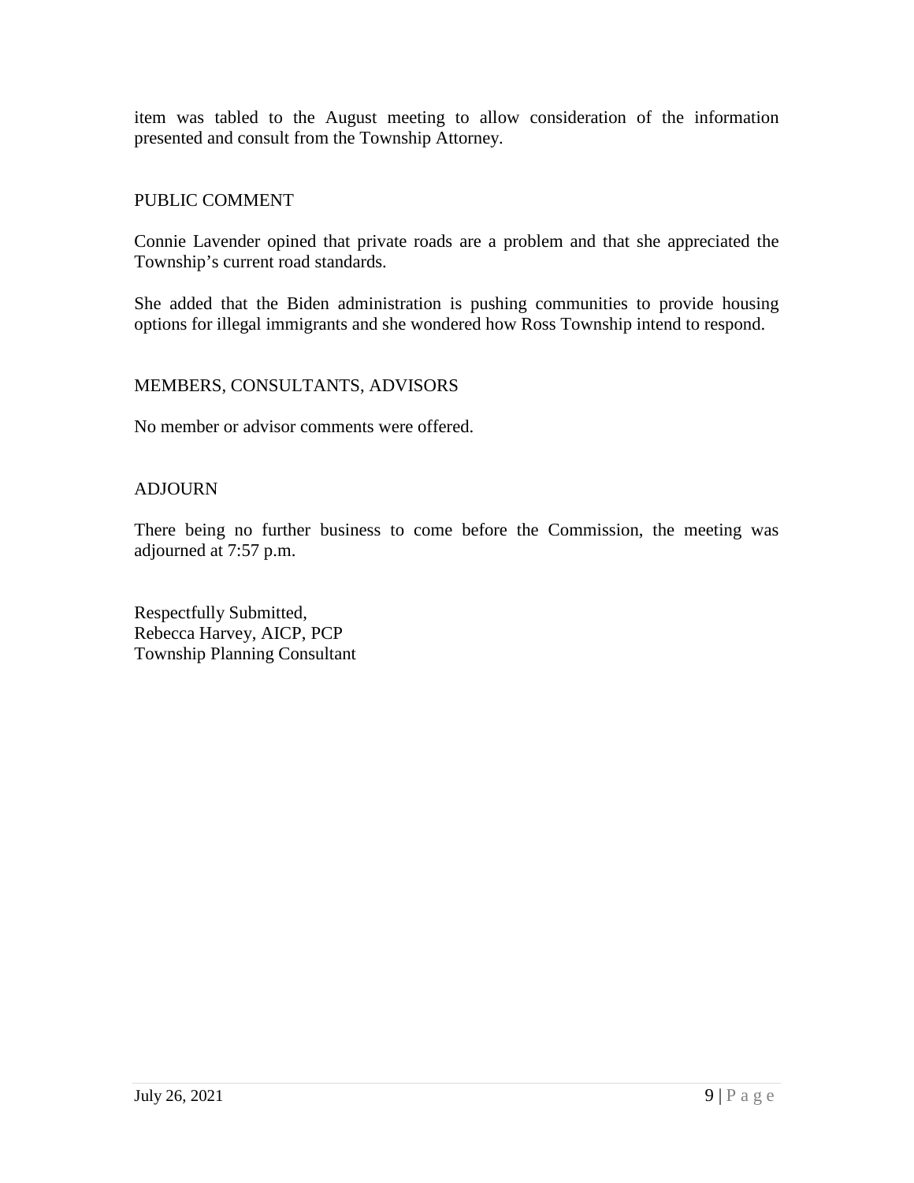item was tabled to the August meeting to allow consideration of the information presented and consult from the Township Attorney.

## PUBLIC COMMENT

Connie Lavender opined that private roads are a problem and that she appreciated the Township's current road standards.

She added that the Biden administration is pushing communities to provide housing options for illegal immigrants and she wondered how Ross Township intend to respond.

## MEMBERS, CONSULTANTS, ADVISORS

No member or advisor comments were offered.

## ADJOURN

There being no further business to come before the Commission, the meeting was adjourned at 7:57 p.m.

Respectfully Submitted,
Rebecca Harvey, AICP, PCP
Township Planning Consultant